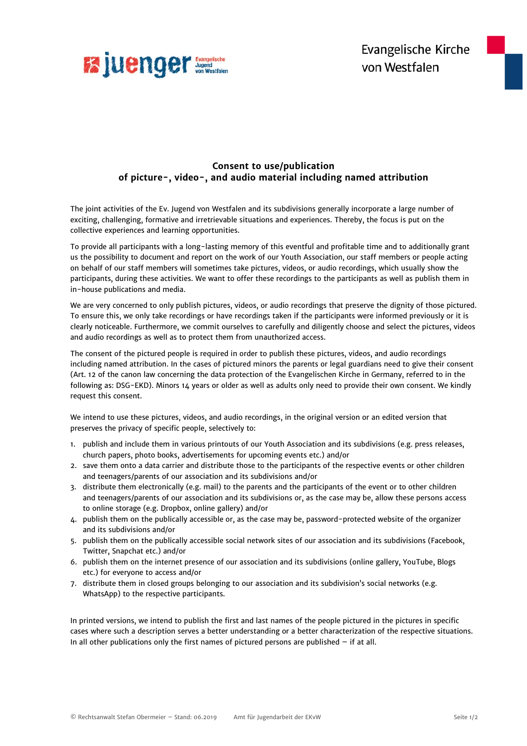juenger Evangelische Jugend von Westfalen

Evangelische Kirche von Westfalen

## Consent to use/publication of picture-, video-, and audio material including named attribution

The joint activities of the Ev. Jugend von Westfalen and its subdivisions generally incorporate a large number of exciting, challenging, formative and irretrievable situations and experiences. Thereby, the focus is put on the collective experiences and learning opportunities.

To provide all participants with a long-lasting memory of this eventful and profitable time and to additionally grant us the possibility to document and report on the work of our Youth Association, our staff members or people acting on behalf of our staff members will sometimes take pictures, videos, or audio recordings, which usually show the participants, during these activities. We want to offer these recordings to the participants as well as publish them in in-house publications and media.

We are very concerned to only publish pictures, videos, or audio recordings that preserve the dignity of those pictured. To ensure this, we only take recordings or have recordings taken if the participants were informed previously or it is clearly noticeable. Furthermore, we commit ourselves to carefully and diligently choose and select the pictures, videos and audio recordings as well as to protect them from unauthorized access.

The consent of the pictured people is required in order to publish these pictures, videos, and audio recordings including named attribution. In the cases of pictured minors the parents or legal guardians need to give their consent (Art. 12 of the canon law concerning the data protection of the Evangelischen Kirche in Germany, referred to in the following as: DSG-EKD). Minors 14 years or older as well as adults only need to provide their own consent. We kindly request this consent.

We intend to use these pictures, videos, and audio recordings, in the original version or an edited version that preserves the privacy of specific people, selectively to:

1. publish and include them in various printouts of our Youth Association and its subdivisions (e.g. press releases, church papers, photo books, advertisements for upcoming events etc.) and/or
2. save them onto a data carrier and distribute those to the participants of the respective events or other children and teenagers/parents of our association and its subdivisions and/or
3. distribute them electronically (e.g. mail) to the parents and the participants of the event or to other children and teenagers/parents of our association and its subdivisions or, as the case may be, allow these persons access to online storage (e.g. Dropbox, online gallery) and/or
4. publish them on the publically accessible or, as the case may be, password-protected website of the organizer and its subdivisions and/or
5. publish them on the publically accessible social network sites of our association and its subdivisions (Facebook, Twitter, Snapchat etc.) and/or
6. publish them on the internet presence of our association and its subdivisions (online gallery, YouTube, Blogs etc.) for everyone to access and/or
7. distribute them in closed groups belonging to our association and its subdivision's social networks (e.g. WhatsApp) to the respective participants.

In printed versions, we intend to publish the first and last names of the people pictured in the pictures in specific cases where such a description serves a better understanding or a better characterization of the respective situations. In all other publications only the first names of pictured persons are published – if at all.

© Rechtsanwalt Stefan Obermeier – Stand: 06.2019 Amt für Jugendarbeit der EKvW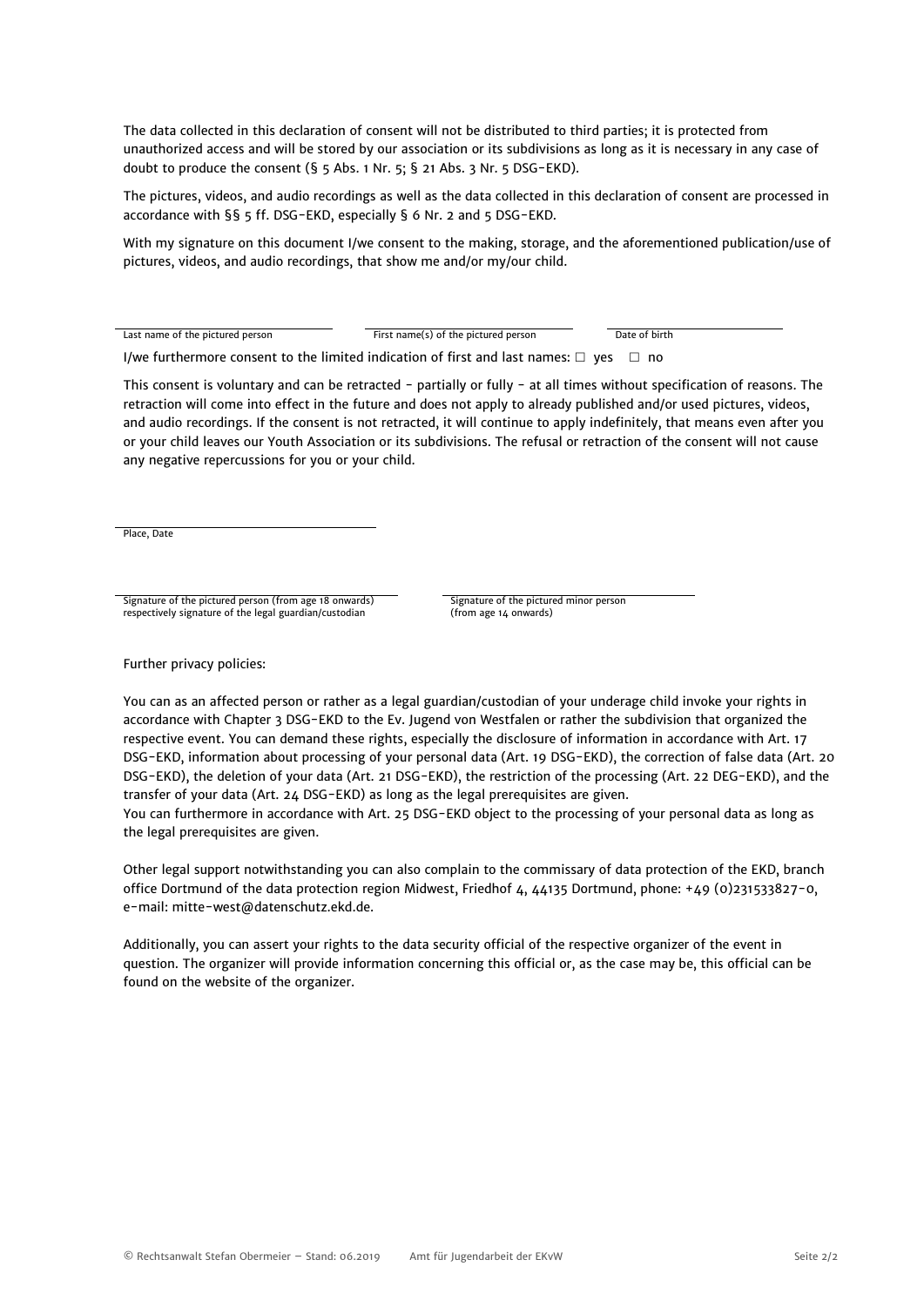The data collected in this declaration of consent will not be distributed to third parties; it is protected from unauthorized access and will be stored by our association or its subdivisions as long as it is necessary in any case of doubt to produce the consent (§ 5 Abs. 1 Nr. 5; § 21 Abs. 3 Nr. 5 DSG-EKD).

The pictures, videos, and audio recordings as well as the data collected in this declaration of consent are processed in accordance with §§ 5 ff. DSG-EKD, especially § 6 Nr. 2 and 5 DSG-EKD.

With my signature on this document I/we consent to the making, storage, and the aforementioned publication/use of pictures, videos, and audio recordings, that show me and/or my/our child.

Last name of the pictured person ______________________ First name(s) of the pictured person ______________________ Date of birth ______________________

I/we furthermore consent to the limited indication of first and last names: ☐ yes ☐ no

This consent is voluntary and can be retracted - partially or fully - at all times without specification of reasons. The retraction will come into effect in the future and does not apply to already published and/or used pictures, videos, and audio recordings. If the consent is not retracted, it will continue to apply indefinitely, that means even after you or your child leaves our Youth Association or its subdivisions. The refusal or retraction of the consent will not cause any negative repercussions for you or your child.

Place, Date ______________________

Signature of the pictured person (from age 18 onwards) respectively signature of the legal guardian/custodian ______________________

Signature of the pictured minor person (from age 14 onwards) ______________________

Further privacy policies:

You can as an affected person or rather as a legal guardian/custodian of your underage child invoke your rights in accordance with Chapter 3 DSG-EKD to the Ev. Jugend von Westfalen or rather the subdivision that organized the respective event. You can demand these rights, especially the disclosure of information in accordance with Art. 17 DSG-EKD, information about processing of your personal data (Art. 19 DSG-EKD), the correction of false data (Art. 20 DSG-EKD), the deletion of your data (Art. 21 DSG-EKD), the restriction of the processing (Art. 22 DEG-EKD), and the transfer of your data (Art. 24 DSG-EKD) as long as the legal prerequisites are given.
You can furthermore in accordance with Art. 25 DSG-EKD object to the processing of your personal data as long as the legal prerequisites are given.

Other legal support notwithstanding you can also complain to the commissary of data protection of the EKD, branch office Dortmund of the data protection region Midwest, Friedhof 4, 44135 Dortmund, phone: +49 (0)231533827-0, e-mail: mitte-west@datenschutz.ekd.de.

Additionally, you can assert your rights to the data security official of the respective organizer of the event in question. The organizer will provide information concerning this official or, as the case may be, this official can be found on the website of the organizer.

© Rechtsanwalt Stefan Obermeier – Stand: 06.2019 Amt für Jugendarbeit der EKvW